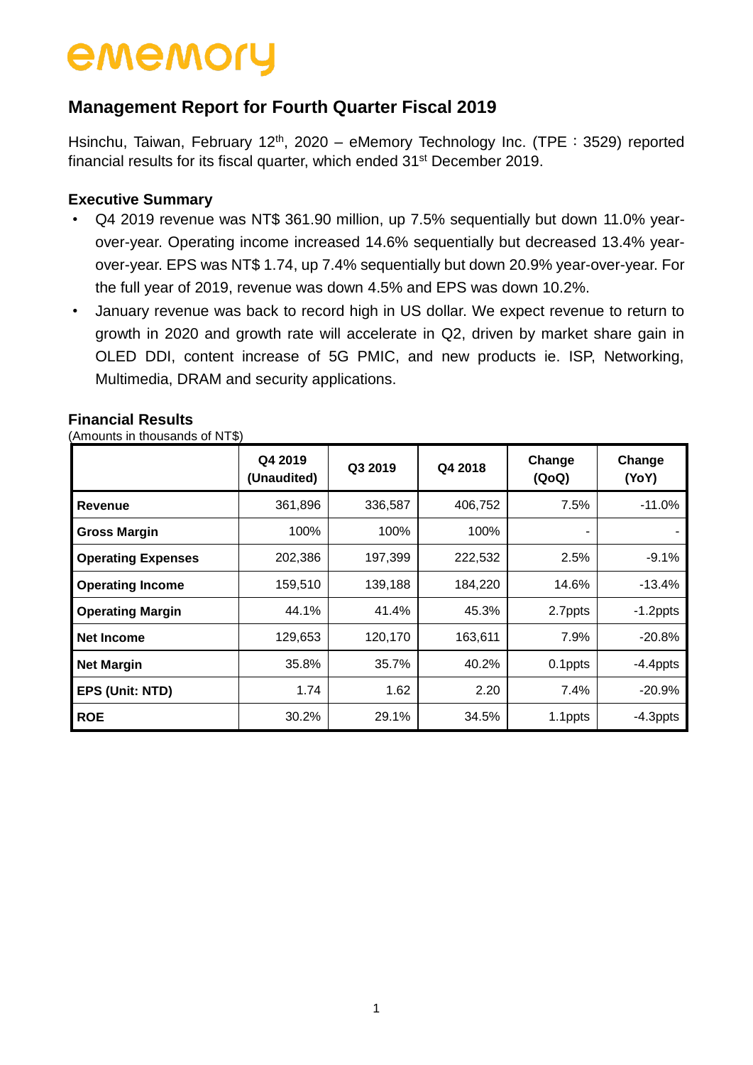ememory

# Management Report for Fourth Quarter Fiscal 2019

Hsinchu, Taiwan, February 12th, 2020 – eMemory Technology Inc. (TPE：3529) reported financial results for its fiscal quarter, which ended 31st December 2019.

### Executive Summary

- Q4 2019 revenue was NT$ 361.90 million, up 7.5% sequentially but down 11.0% year-over-year. Operating income increased 14.6% sequentially but decreased 13.4% year-over-year. EPS was NT$ 1.74, up 7.4% sequentially but down 20.9% year-over-year. For the full year of 2019, revenue was down 4.5% and EPS was down 10.2%.
- January revenue was back to record high in US dollar. We expect revenue to return to growth in 2020 and growth rate will accelerate in Q2, driven by market share gain in OLED DDI, content increase of 5G PMIC, and new products ie. ISP, Networking, Multimedia, DRAM and security applications.

### Financial Results

(Amounts in thousands of NT$)

| | Q4 2019 (Unaudited) | Q3 2019 | Q4 2018 | Change (QoQ) | Change (YoY) |
|---|---|---|---|---|---|
| **Revenue** | 361,896 | 336,587 | 406,752 | 7.5% | -11.0% |
| **Gross Margin** | 100% | 100% | 100% | - | - |
| **Operating Expenses** | 202,386 | 197,399 | 222,532 | 2.5% | -9.1% |
| **Operating Income** | 159,510 | 139,188 | 184,220 | 14.6% | -13.4% |
| **Operating Margin** | 44.1% | 41.4% | 45.3% | 2.7ppts | -1.2ppts |
| **Net Income** | 129,653 | 120,170 | 163,611 | 7.9% | -20.8% |
| **Net Margin** | 35.8% | 35.7% | 40.2% | 0.1ppts | -4.4ppts |
| **EPS (Unit: NTD)** | 1.74 | 1.62 | 2.20 | 7.4% | -20.9% |
| **ROE** | 30.2% | 29.1% | 34.5% | 1.1ppts | -4.3ppts |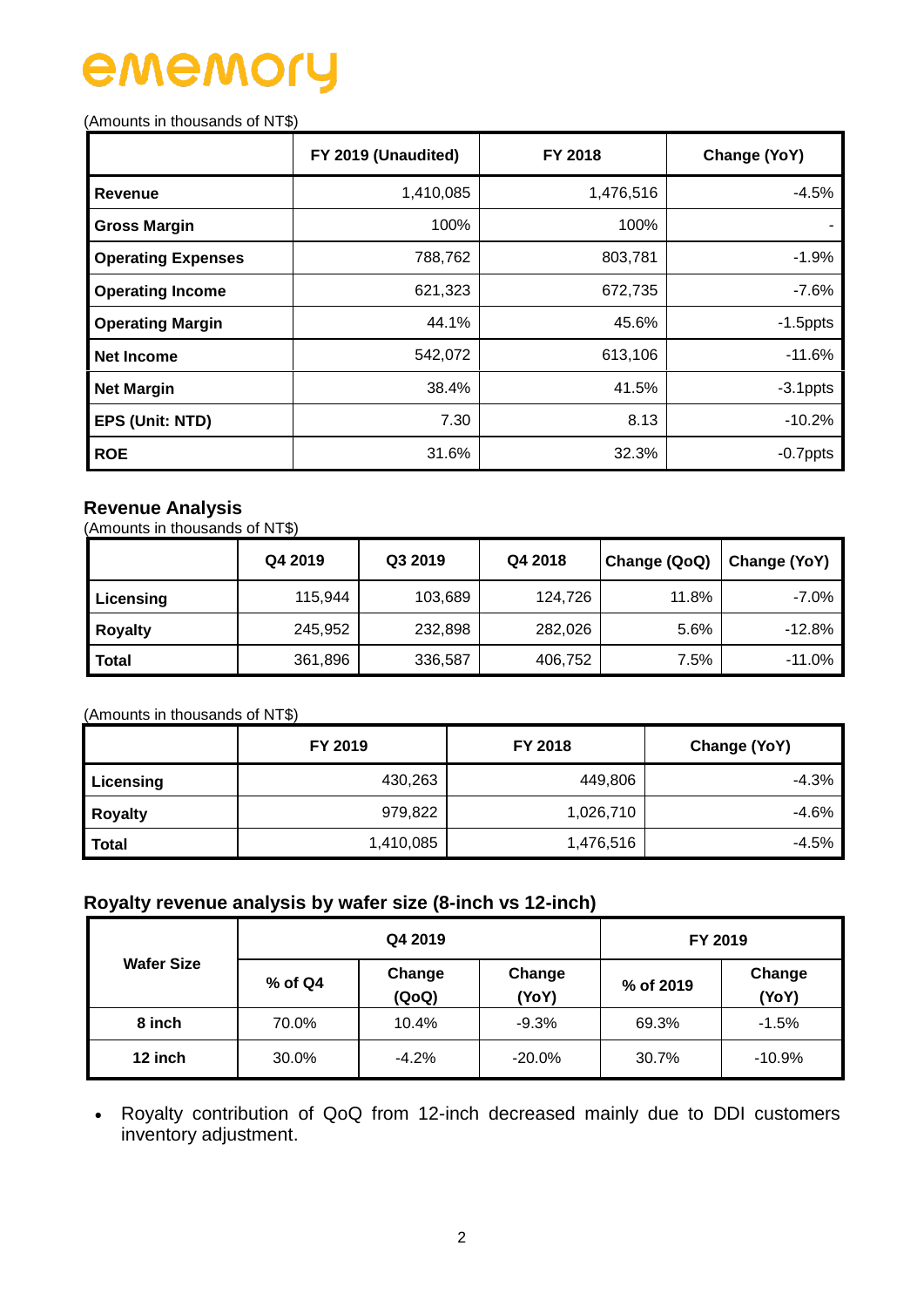# ememory

(Amounts in thousands of NT$)

| | FY 2019 (Unaudited) | FY 2018 | Change (YoY) |
|---|---|---|---|
| **Revenue** | 1,410,085 | 1,476,516 | -4.5% |
| **Gross Margin** | 100% | 100% | - |
| **Operating Expenses** | 788,762 | 803,781 | -1.9% |
| **Operating Income** | 621,323 | 672,735 | -7.6% |
| **Operating Margin** | 44.1% | 45.6% | -1.5ppts |
| **Net Income** | 542,072 | 613,106 | -11.6% |
| **Net Margin** | 38.4% | 41.5% | -3.1ppts |
| **EPS (Unit: NTD)** | 7.30 | 8.13 | -10.2% |
| **ROE** | 31.6% | 32.3% | -0.7ppts |

## Revenue Analysis

(Amounts in thousands of NT$)

| | Q4 2019 | Q3 2019 | Q4 2018 | Change (QoQ) | Change (YoY) |
|---|---|---|---|---|---|
| **Licensing** | 115,944 | 103,689 | 124,726 | 11.8% | -7.0% |
| **Royalty** | 245,952 | 232,898 | 282,026 | 5.6% | -12.8% |
| **Total** | 361,896 | 336,587 | 406,752 | 7.5% | -11.0% |

(Amounts in thousands of NT$)

| | FY 2019 | FY 2018 | Change (YoY) |
|---|---|---|---|
| **Licensing** | 430,263 | 449,806 | -4.3% |
| **Royalty** | 979,822 | 1,026,710 | -4.6% |
| **Total** | 1,410,085 | 1,476,516 | -4.5% |

## Royalty revenue analysis by wafer size (8-inch vs 12-inch)

| Wafer Size | Q4 2019 | | | FY 2019 | |
|---|---|---|---|---|---|
| | % of Q4 | Change (QoQ) | Change (YoY) | % of 2019 | Change (YoY) |
| **8 inch** | 70.0% | 10.4% | -9.3% | 69.3% | -1.5% |
| **12 inch** | 30.0% | -4.2% | -20.0% | 30.7% | -10.9% |

- Royalty contribution of QoQ from 12-inch decreased mainly due to DDI customers inventory adjustment.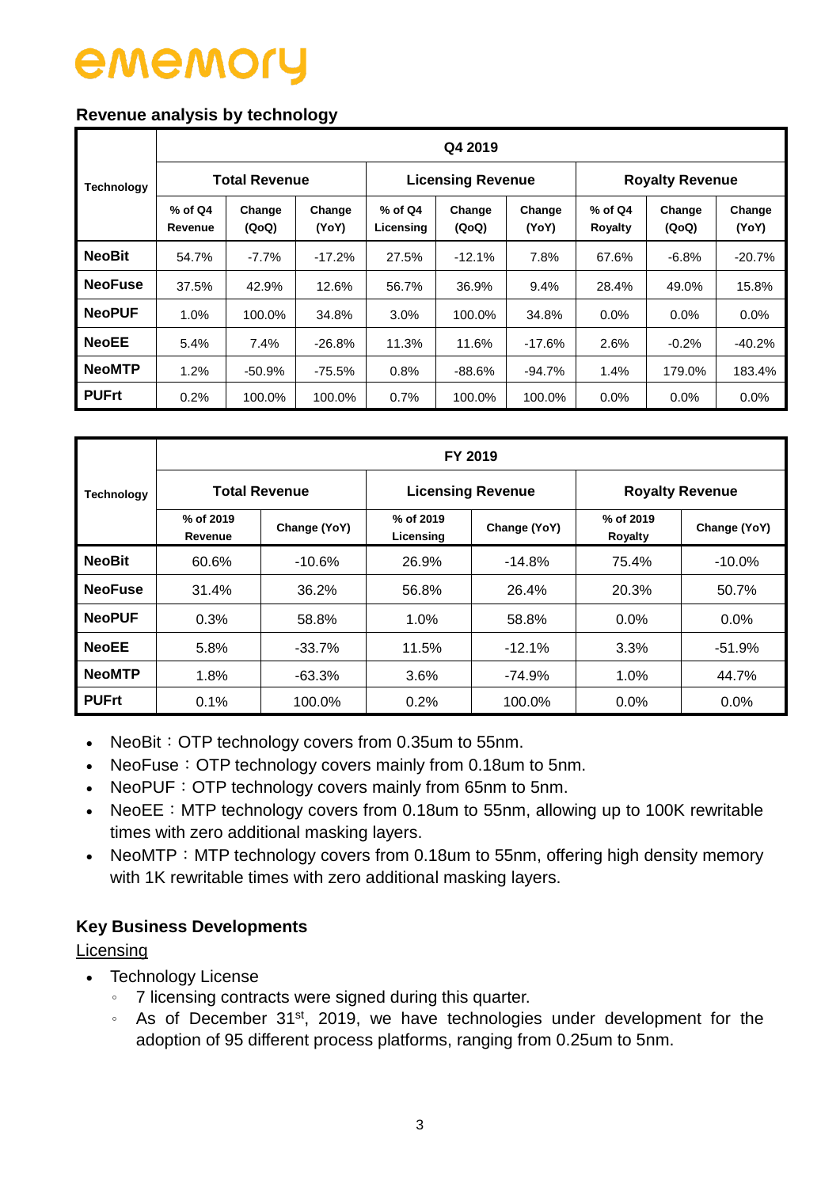### Revenue analysis by technology

| Technology | Q4 2019 | | | | | | | | |
|---|---|---|---|---|---|---|---|---|---|
| | Total Revenue | | | Licensing Revenue | | | Royalty Revenue | | |
| | % of Q4 Revenue | Change (QoQ) | Change (YoY) | % of Q4 Licensing | Change (QoQ) | Change (YoY) | % of Q4 Royalty | Change (QoQ) | Change (YoY) |
| **NeoBit** | 54.7% | -7.7% | -17.2% | 27.5% | -12.1% | 7.8% | 67.6% | -6.8% | -20.7% |
| **NeoFuse** | 37.5% | 42.9% | 12.6% | 56.7% | 36.9% | 9.4% | 28.4% | 49.0% | 15.8% |
| **NeoPUF** | 1.0% | 100.0% | 34.8% | 3.0% | 100.0% | 34.8% | 0.0% | 0.0% | 0.0% |
| **NeoEE** | 5.4% | 7.4% | -26.8% | 11.3% | 11.6% | -17.6% | 2.6% | -0.2% | -40.2% |
| **NeoMTP** | 1.2% | -50.9% | -75.5% | 0.8% | -88.6% | -94.7% | 1.4% | 179.0% | 183.4% |
| **PUFrt** | 0.2% | 100.0% | 100.0% | 0.7% | 100.0% | 100.0% | 0.0% | 0.0% | 0.0% |

| Technology | FY 2019 | | | | | |
|---|---|---|---|---|---|---|
| | Total Revenue | | Licensing Revenue | | Royalty Revenue | |
| | % of 2019 Revenue | Change (YoY) | % of 2019 Licensing | Change (YoY) | % of 2019 Royalty | Change (YoY) |
| **NeoBit** | 60.6% | -10.6% | 26.9% | -14.8% | 75.4% | -10.0% |
| **NeoFuse** | 31.4% | 36.2% | 56.8% | 26.4% | 20.3% | 50.7% |
| **NeoPUF** | 0.3% | 58.8% | 1.0% | 58.8% | 0.0% | 0.0% |
| **NeoEE** | 5.8% | -33.7% | 11.5% | -12.1% | 3.3% | -51.9% |
| **NeoMTP** | 1.8% | -63.3% | 3.6% | -74.9% | 1.0% | 44.7% |
| **PUFrt** | 0.1% | 100.0% | 0.2% | 100.0% | 0.0% | 0.0% |

- NeoBit：OTP technology covers from 0.35um to 55nm.
- NeoFuse：OTP technology covers mainly from 0.18um to 5nm.
- NeoPUF：OTP technology covers mainly from 65nm to 5nm.
- NeoEE：MTP technology covers from 0.18um to 55nm, allowing up to 100K rewritable times with zero additional masking layers.
- NeoMTP：MTP technology covers from 0.18um to 55nm, offering high density memory with 1K rewritable times with zero additional masking layers.

### Key Business Developments

Licensing

- Technology License
  - 7 licensing contracts were signed during this quarter.
  - As of December 31st, 2019, we have technologies under development for the adoption of 95 different process platforms, ranging from 0.25um to 5nm.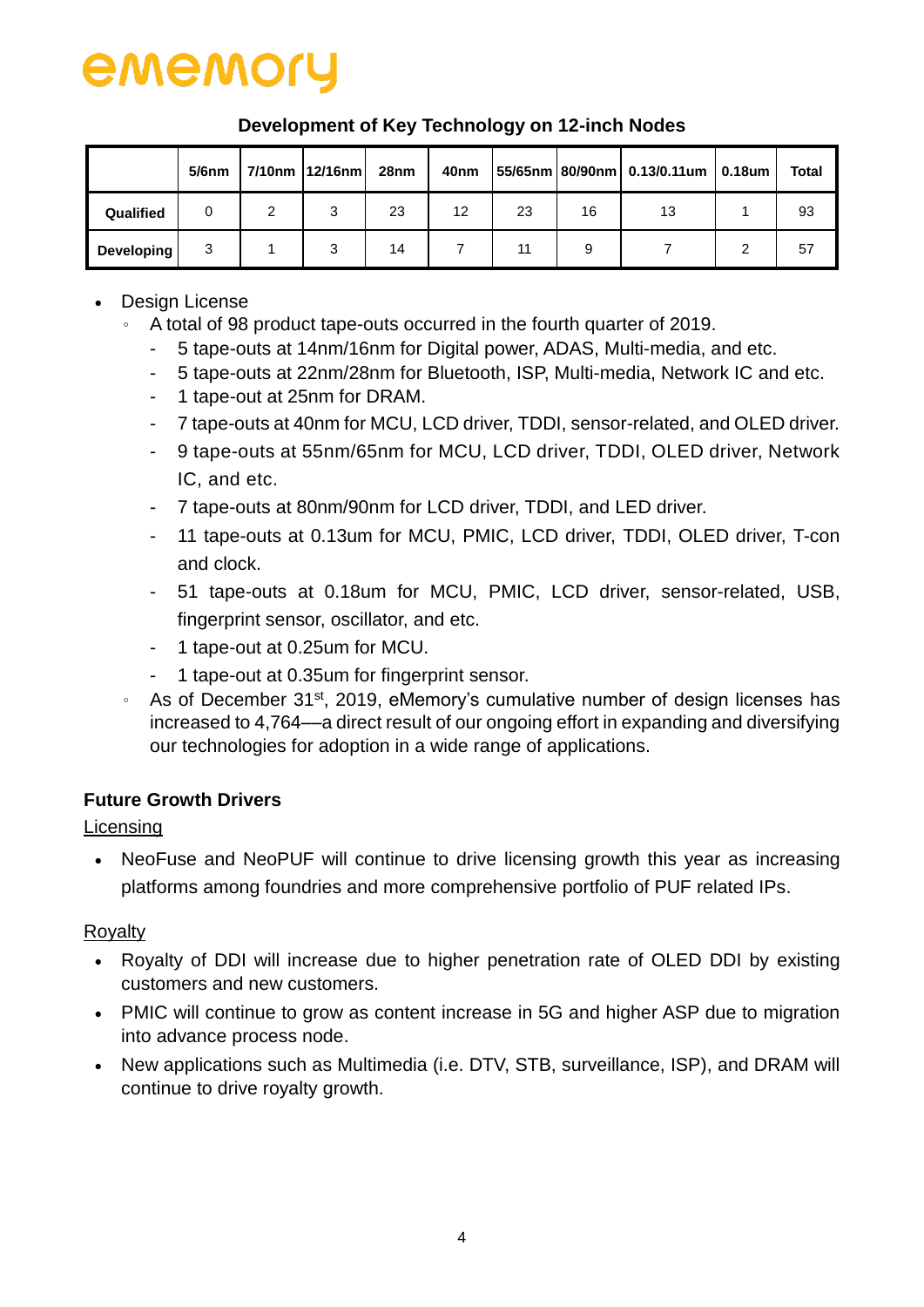**Development of Key Technology on 12-inch Nodes**

| | 5/6nm | 7/10nm | 12/16nm | 28nm | 40nm | 55/65nm | 80/90nm | 0.13/0.11um | 0.18um | Total |
|---|---|---|---|---|---|---|---|---|---|---|
| **Qualified** | 0 | 2 | 3 | 23 | 12 | 23 | 16 | 13 | 1 | 93 |
| **Developing** | 3 | 1 | 3 | 14 | 7 | 11 | 9 | 7 | 2 | 57 |

- Design License
  - A total of 98 product tape-outs occurred in the fourth quarter of 2019.
    - 5 tape-outs at 14nm/16nm for Digital power, ADAS, Multi-media, and etc.
    - 5 tape-outs at 22nm/28nm for Bluetooth, ISP, Multi-media, Network IC and etc.
    - 1 tape-out at 25nm for DRAM.
    - 7 tape-outs at 40nm for MCU, LCD driver, TDDI, sensor-related, and OLED driver.
    - 9 tape-outs at 55nm/65nm for MCU, LCD driver, TDDI, OLED driver, Network IC, and etc.
    - 7 tape-outs at 80nm/90nm for LCD driver, TDDI, and LED driver.
    - 11 tape-outs at 0.13um for MCU, PMIC, LCD driver, TDDI, OLED driver, T-con and clock.
    - 51 tape-outs at 0.18um for MCU, PMIC, LCD driver, sensor-related, USB, fingerprint sensor, oscillator, and etc.
    - 1 tape-out at 0.25um for MCU.
    - 1 tape-out at 0.35um for fingerprint sensor.
  - As of December 31st, 2019, eMemory's cumulative number of design licenses has increased to 4,764—a direct result of our ongoing effort in expanding and diversifying our technologies for adoption in a wide range of applications.

## Future Growth Drivers

Licensing

- NeoFuse and NeoPUF will continue to drive licensing growth this year as increasing platforms among foundries and more comprehensive portfolio of PUF related IPs.

Royalty

- Royalty of DDI will increase due to higher penetration rate of OLED DDI by existing customers and new customers.
- PMIC will continue to grow as content increase in 5G and higher ASP due to migration into advance process node.
- New applications such as Multimedia (i.e. DTV, STB, surveillance, ISP), and DRAM will continue to drive royalty growth.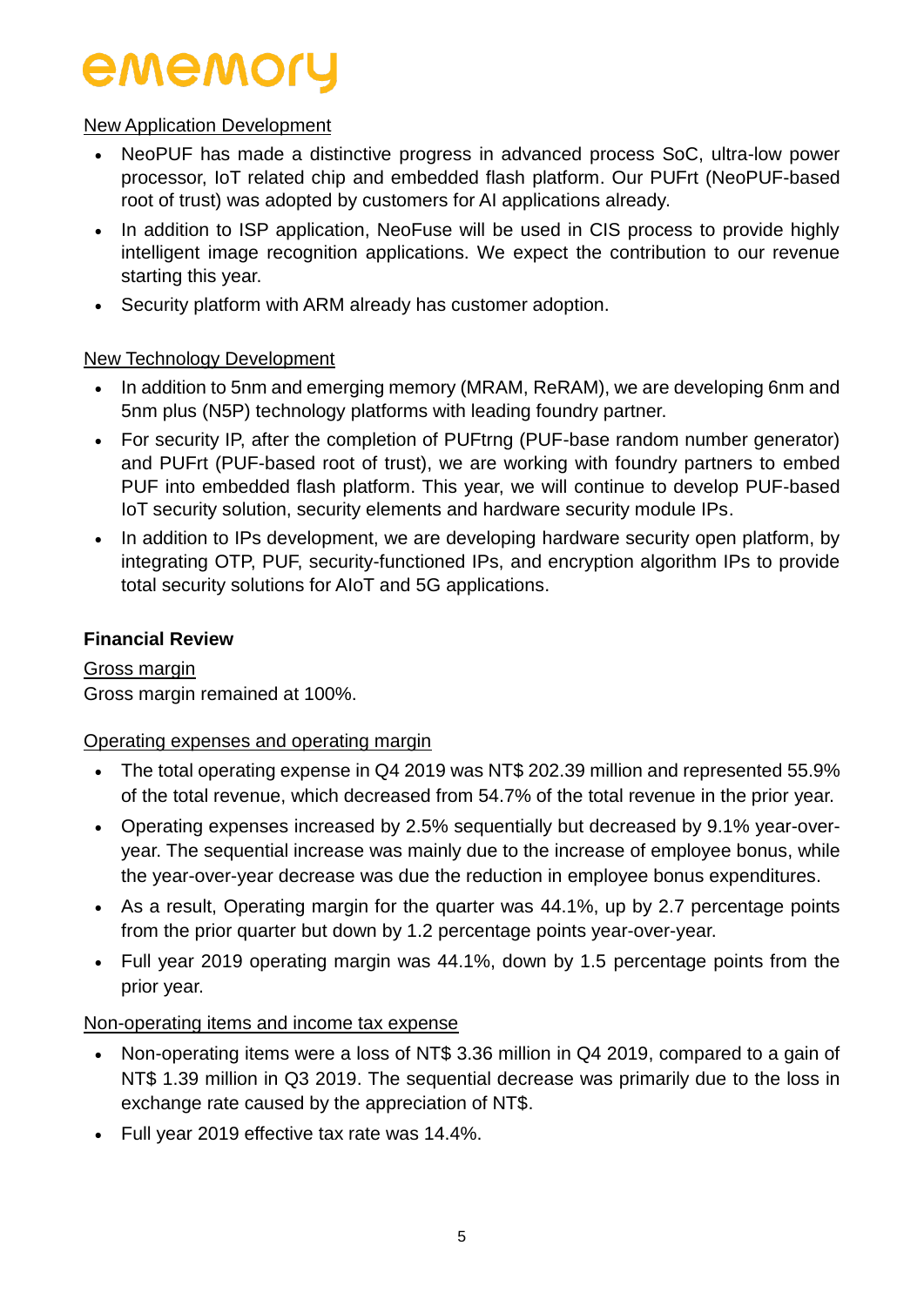New Application Development

- NeoPUF has made a distinctive progress in advanced process SoC, ultra-low power processor, IoT related chip and embedded flash platform. Our PUFrt (NeoPUF-based root of trust) was adopted by customers for AI applications already.
- In addition to ISP application, NeoFuse will be used in CIS process to provide highly intelligent image recognition applications. We expect the contribution to our revenue starting this year.
- Security platform with ARM already has customer adoption.

New Technology Development

- In addition to 5nm and emerging memory (MRAM, ReRAM), we are developing 6nm and 5nm plus (N5P) technology platforms with leading foundry partner.
- For security IP, after the completion of PUFtrng (PUF-base random number generator) and PUFrt (PUF-based root of trust), we are working with foundry partners to embed PUF into embedded flash platform. This year, we will continue to develop PUF-based IoT security solution, security elements and hardware security module IPs.
- In addition to IPs development, we are developing hardware security open platform, by integrating OTP, PUF, security-functioned IPs, and encryption algorithm IPs to provide total security solutions for AIoT and 5G applications.

**Financial Review**

Gross margin

Gross margin remained at 100%.

Operating expenses and operating margin

- The total operating expense in Q4 2019 was NT$ 202.39 million and represented 55.9% of the total revenue, which decreased from 54.7% of the total revenue in the prior year.
- Operating expenses increased by 2.5% sequentially but decreased by 9.1% year-over-year. The sequential increase was mainly due to the increase of employee bonus, while the year-over-year decrease was due the reduction in employee bonus expenditures.
- As a result, Operating margin for the quarter was 44.1%, up by 2.7 percentage points from the prior quarter but down by 1.2 percentage points year-over-year.
- Full year 2019 operating margin was 44.1%, down by 1.5 percentage points from the prior year.

Non-operating items and income tax expense

- Non-operating items were a loss of NT$ 3.36 million in Q4 2019, compared to a gain of NT$ 1.39 million in Q3 2019. The sequential decrease was primarily due to the loss in exchange rate caused by the appreciation of NT$.
- Full year 2019 effective tax rate was 14.4%.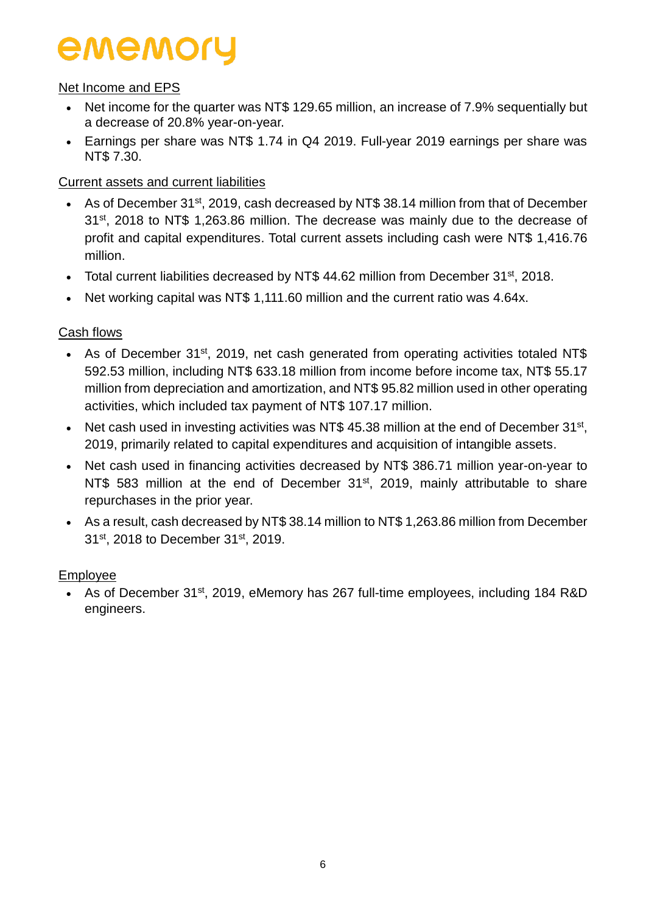Net Income and EPS

- Net income for the quarter was NT$ 129.65 million, an increase of 7.9% sequentially but a decrease of 20.8% year-on-year.
- Earnings per share was NT$ 1.74 in Q4 2019. Full-year 2019 earnings per share was NT$ 7.30.

Current assets and current liabilities

- As of December 31st, 2019, cash decreased by NT$ 38.14 million from that of December 31st, 2018 to NT$ 1,263.86 million. The decrease was mainly due to the decrease of profit and capital expenditures. Total current assets including cash were NT$ 1,416.76 million.
- Total current liabilities decreased by NT$ 44.62 million from December 31st, 2018.
- Net working capital was NT$ 1,111.60 million and the current ratio was 4.64x.

Cash flows

- As of December 31st, 2019, net cash generated from operating activities totaled NT$ 592.53 million, including NT$ 633.18 million from income before income tax, NT$ 55.17 million from depreciation and amortization, and NT$ 95.82 million used in other operating activities, which included tax payment of NT$ 107.17 million.
- Net cash used in investing activities was NT$ 45.38 million at the end of December 31st, 2019, primarily related to capital expenditures and acquisition of intangible assets.
- Net cash used in financing activities decreased by NT$ 386.71 million year-on-year to NT$ 583 million at the end of December 31st, 2019, mainly attributable to share repurchases in the prior year.
- As a result, cash decreased by NT$ 38.14 million to NT$ 1,263.86 million from December 31st, 2018 to December 31st, 2019.

Employee

- As of December 31st, 2019, eMemory has 267 full-time employees, including 184 R&D engineers.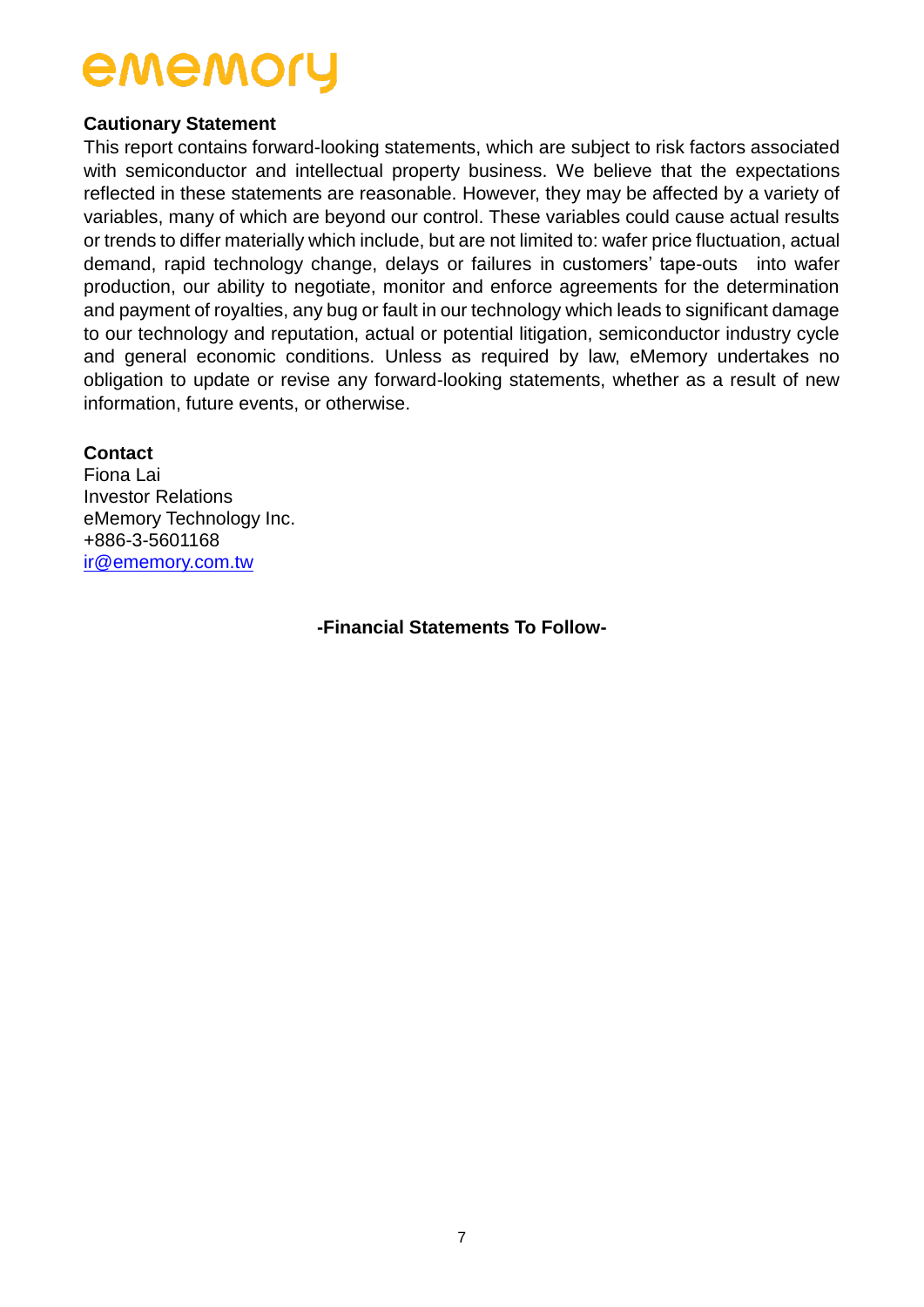ememory

**Cautionary Statement**

This report contains forward-looking statements, which are subject to risk factors associated with semiconductor and intellectual property business. We believe that the expectations reflected in these statements are reasonable. However, they may be affected by a variety of variables, many of which are beyond our control. These variables could cause actual results or trends to differ materially which include, but are not limited to: wafer price fluctuation, actual demand, rapid technology change, delays or failures in customers' tape-outs into wafer production, our ability to negotiate, monitor and enforce agreements for the determination and payment of royalties, any bug or fault in our technology which leads to significant damage to our technology and reputation, actual or potential litigation, semiconductor industry cycle and general economic conditions. Unless as required by law, eMemory undertakes no obligation to update or revise any forward-looking statements, whether as a result of new information, future events, or otherwise.

**Contact**

Fiona Lai
Investor Relations
eMemory Technology Inc.
+886-3-5601168
ir@ememory.com.tw

**-Financial Statements To Follow-**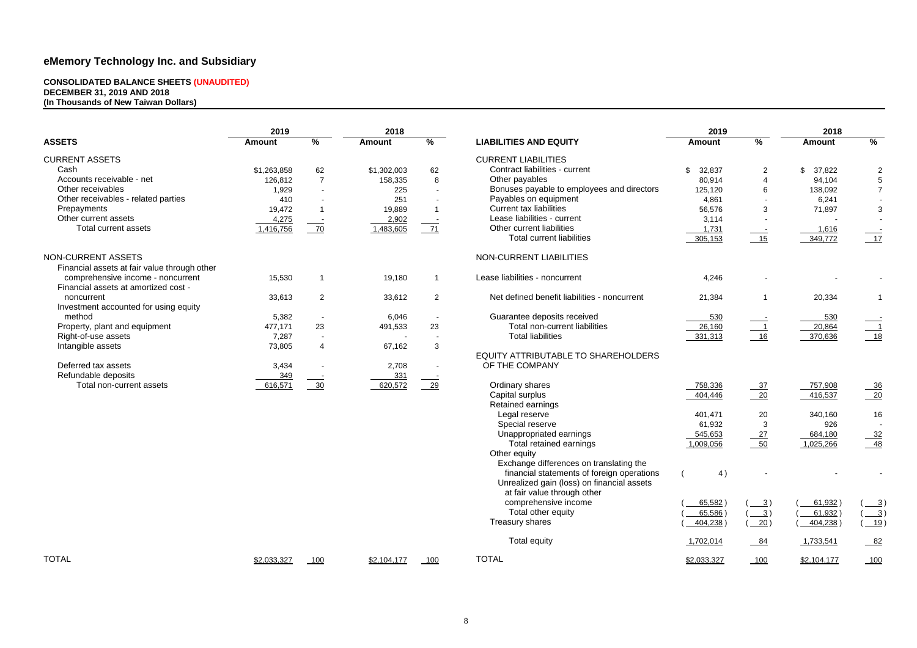# eMemory Technology Inc. and Subsidiary

**CONSOLIDATED BALANCE SHEETS (UNAUDITED)**
**DECEMBER 31, 2019 AND 2018**
**(In Thousands of New Taiwan Dollars)**

| | 2019 | | 2018 | |
|---|---|---|---|---|
| **ASSETS** | **Amount** | **%** | **Amount** | **%** |
| CURRENT ASSETS | | | | |
| Cash | $1,263,858 | 62 | $1,302,003 | 62 |
| Accounts receivable - net | 126,812 | 7 | 158,335 | 8 |
| Other receivables | 1,929 | - | 225 | - |
| Other receivables - related parties | 410 | - | 251 | - |
| Prepayments | 19,472 | 1 | 19,889 | 1 |
| Other current assets | 4,275 | - | 2,902 | - |
| Total current assets | 1,416,756 | 70 | 1,483,605 | 71 |
| NON-CURRENT ASSETS | | | | |
| Financial assets at fair value through other comprehensive income - noncurrent | 15,530 | 1 | 19,180 | 1 |
| Financial assets at amortized cost - noncurrent | 33,613 | 2 | 33,612 | 2 |
| Investment accounted for using equity method | 5,382 | - | 6,046 | - |
| Property, plant and equipment | 477,171 | 23 | 491,533 | 23 |
| Right-of-use assets | 7,287 | - | - | - |
| Intangible assets | 73,805 | 4 | 67,162 | 3 |
| Deferred tax assets | 3,434 | - | 2,708 | - |
| Refundable deposits | 349 | - | 331 | - |
| Total non-current assets | 616,571 | 30 | 620,572 | 29 |
| TOTAL | $2,033,327 | 100 | $2,104,177 | 100 |

| | 2019 | | 2018 | |
|---|---|---|---|---|
| **LIABILITIES AND EQUITY** | **Amount** | **%** | **Amount** | **%** |
| CURRENT LIABILITIES | | | | |
| Contract liabilities - current | $ 32,837 | 2 | $ 37,822 | 2 |
| Other payables | 80,914 | 4 | 94,104 | 5 |
| Bonuses payable to employees and directors | 125,120 | 6 | 138,092 | 7 |
| Payables on equipment | 4,861 | - | 6,241 | - |
| Current tax liabilities | 56,576 | 3 | 71,897 | 3 |
| Lease liabilities - current | 3,114 | - | - | - |
| Other current liabilities | 1,731 | - | 1,616 | - |
| Total current liabilities | 305,153 | 15 | 349,772 | 17 |
| NON-CURRENT LIABILITIES | | | | |
| Lease liabilities - noncurrent | 4,246 | - | - | - |
| Net defined benefit liabilities - noncurrent | 21,384 | 1 | 20,334 | 1 |
| Guarantee deposits received | 530 | - | 530 | - |
| Total non-current liabilities | 26,160 | 1 | 20,864 | 1 |
| Total liabilities | 331,313 | 16 | 370,636 | 18 |
| EQUITY ATTRIBUTABLE TO SHAREHOLDERS OF THE COMPANY | | | | |
| Ordinary shares | 758,336 | 37 | 757,908 | 36 |
| Capital surplus | 404,446 | 20 | 416,537 | 20 |
| Retained earnings | | | | |
| Legal reserve | 401,471 | 20 | 340,160 | 16 |
| Special reserve | 61,932 | 3 | 926 | - |
| Unappropriated earnings | 545,653 | 27 | 684,180 | 32 |
| Total retained earnings | 1,009,056 | 50 | 1,025,266 | 48 |
| Other equity | | | | |
| Exchange differences on translating the financial statements of foreign operations | ( 4 ) | - | - | - |
| Unrealized gain (loss) on financial assets at fair value through other comprehensive income | ( 65,582 ) | ( 3 ) | ( 61,932 ) | ( 3 ) |
| Total other equity | ( 65,586 ) | ( 3 ) | ( 61,932 ) | ( 3 ) |
| Treasury shares | ( 404,238 ) | ( 20 ) | ( 404,238 ) | ( 19 ) |
| Total equity | 1,702,014 | 84 | 1,733,541 | 82 |
| TOTAL | $2,033,327 | 100 | $2,104,177 | 100 |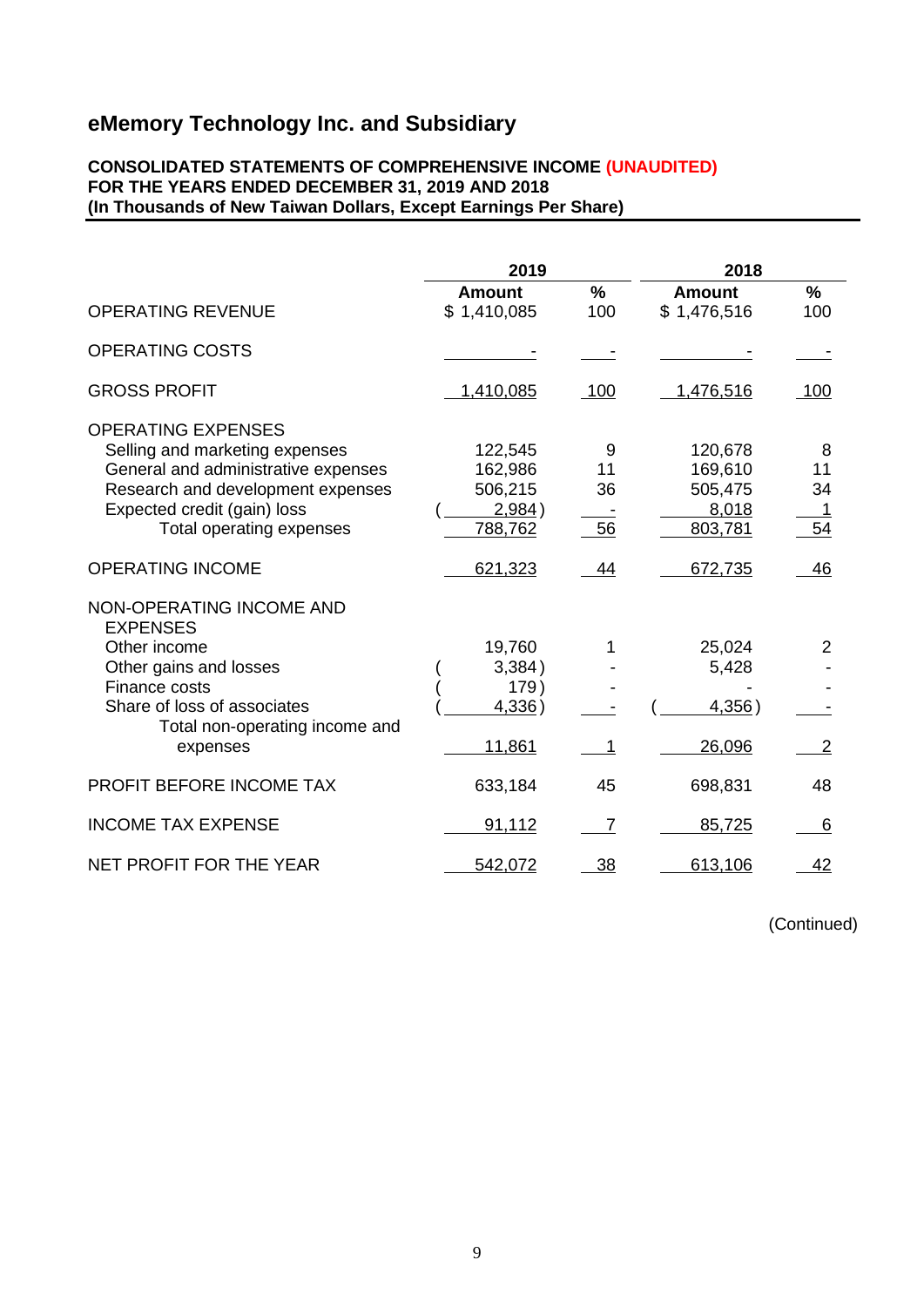# eMemory Technology Inc. and Subsidiary

**CONSOLIDATED STATEMENTS OF COMPREHENSIVE INCOME (UNAUDITED)**
**FOR THE YEARS ENDED DECEMBER 31, 2019 AND 2018**
**(In Thousands of New Taiwan Dollars, Except Earnings Per Share)**

| | 2019 | | 2018 | |
|---|---|---|---|---|
| | **Amount** | **%** | **Amount** | **%** |
| OPERATING REVENUE | $ 1,410,085 | 100 | $ 1,476,516 | 100 |
| OPERATING COSTS | - | - | - | - |
| GROSS PROFIT | 1,410,085 | 100 | 1,476,516 | 100 |
| OPERATING EXPENSES | | | | |
| Selling and marketing expenses | 122,545 | 9 | 120,678 | 8 |
| General and administrative expenses | 162,986 | 11 | 169,610 | 11 |
| Research and development expenses | 506,215 | 36 | 505,475 | 34 |
| Expected credit (gain) loss | ( 2,984) | - | 8,018 | 1 |
| Total operating expenses | 788,762 | 56 | 803,781 | 54 |
| OPERATING INCOME | 621,323 | 44 | 672,735 | 46 |
| NON-OPERATING INCOME AND EXPENSES | | | | |
| Other income | 19,760 | 1 | 25,024 | 2 |
| Other gains and losses | ( 3,384) | - | 5,428 | - |
| Finance costs | ( 179) | - | - | - |
| Share of loss of associates | ( 4,336) | - | ( 4,356) | - |
| Total non-operating income and expenses | 11,861 | 1 | 26,096 | 2 |
| PROFIT BEFORE INCOME TAX | 633,184 | 45 | 698,831 | 48 |
| INCOME TAX EXPENSE | 91,112 | 7 | 85,725 | 6 |
| NET PROFIT FOR THE YEAR | 542,072 | 38 | 613,106 | 42 |

(Continued)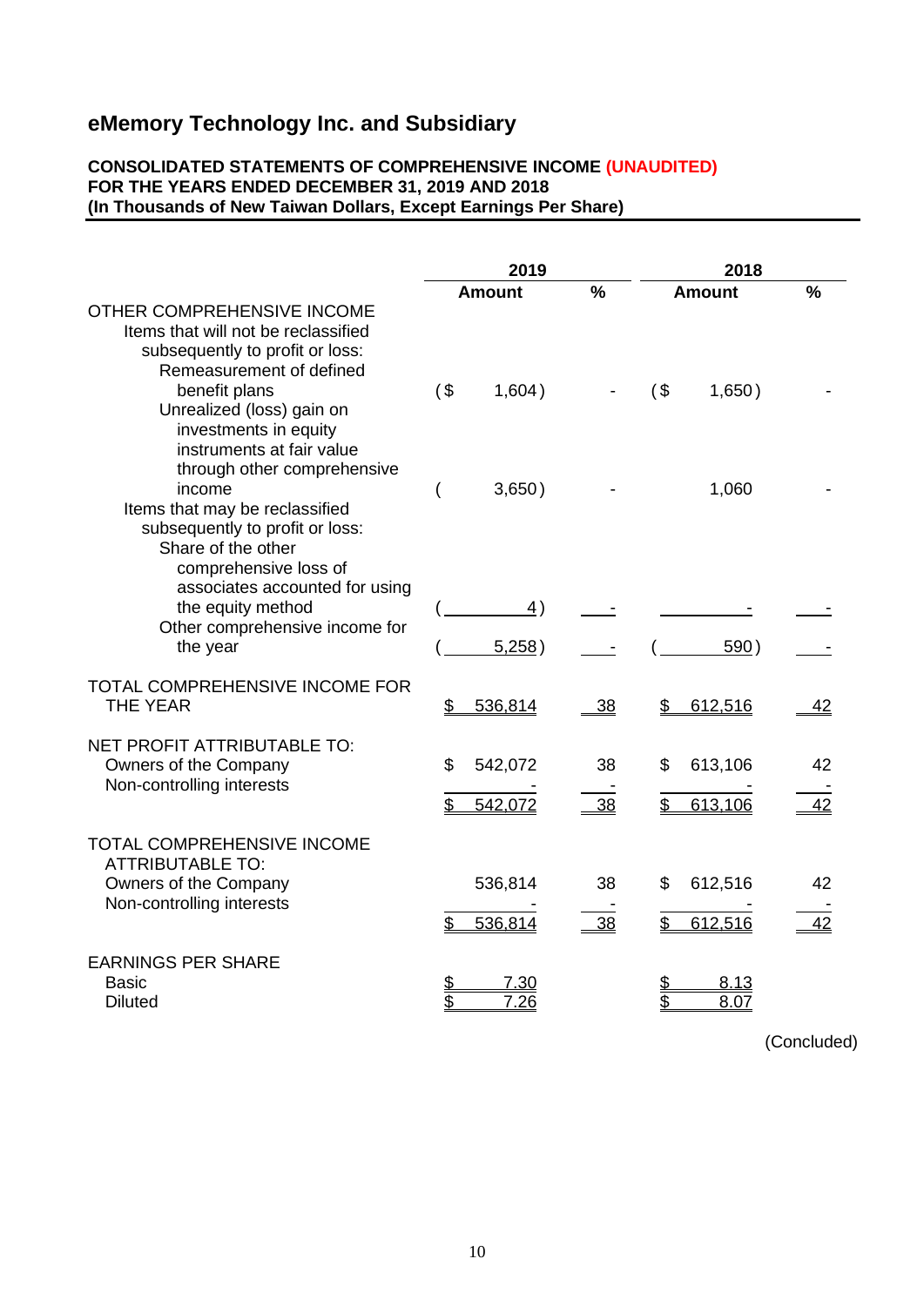# eMemory Technology Inc. and Subsidiary

**CONSOLIDATED STATEMENTS OF COMPREHENSIVE INCOME (UNAUDITED)**
**FOR THE YEARS ENDED DECEMBER 31, 2019 AND 2018**
**(In Thousands of New Taiwan Dollars, Except Earnings Per Share)**

| | 2019 | | 2018 | |
|---|---|---|---|---|
| | **Amount** | **%** | **Amount** | **%** |
| OTHER COMPREHENSIVE INCOME | | | | |
| Items that will not be reclassified subsequently to profit or loss: | | | | |
| Remeasurement of defined benefit plans | ($ 1,604) | - | ($ 1,650) | - |
| Unrealized (loss) gain on investments in equity instruments at fair value through other comprehensive income | ( 3,650) | - | 1,060 | - |
| Items that may be reclassified subsequently to profit or loss: | | | | |
| Share of the other comprehensive loss of associates accounted for using the equity method | ( 4) | - | - | - |
| Other comprehensive income for the year | ( 5,258) | - | ( 590) | - |
| TOTAL COMPREHENSIVE INCOME FOR THE YEAR | $ 536,814 | 38 | $ 612,516 | 42 |
| NET PROFIT ATTRIBUTABLE TO: | | | | |
| Owners of the Company | $ 542,072 | 38 | $ 613,106 | 42 |
| Non-controlling interests | - | - | - | - |
| | $ 542,072 | 38 | $ 613,106 | 42 |
| TOTAL COMPREHENSIVE INCOME ATTRIBUTABLE TO: | | | | |
| Owners of the Company | 536,814 | 38 | $ 612,516 | 42 |
| Non-controlling interests | - | - | - | - |
| | $ 536,814 | 38 | $ 612,516 | 42 |
| EARNINGS PER SHARE | | | | |
| Basic | $ 7.30 | | $ 8.13 | |
| Diluted | $ 7.26 | | $ 8.07 | |

(Concluded)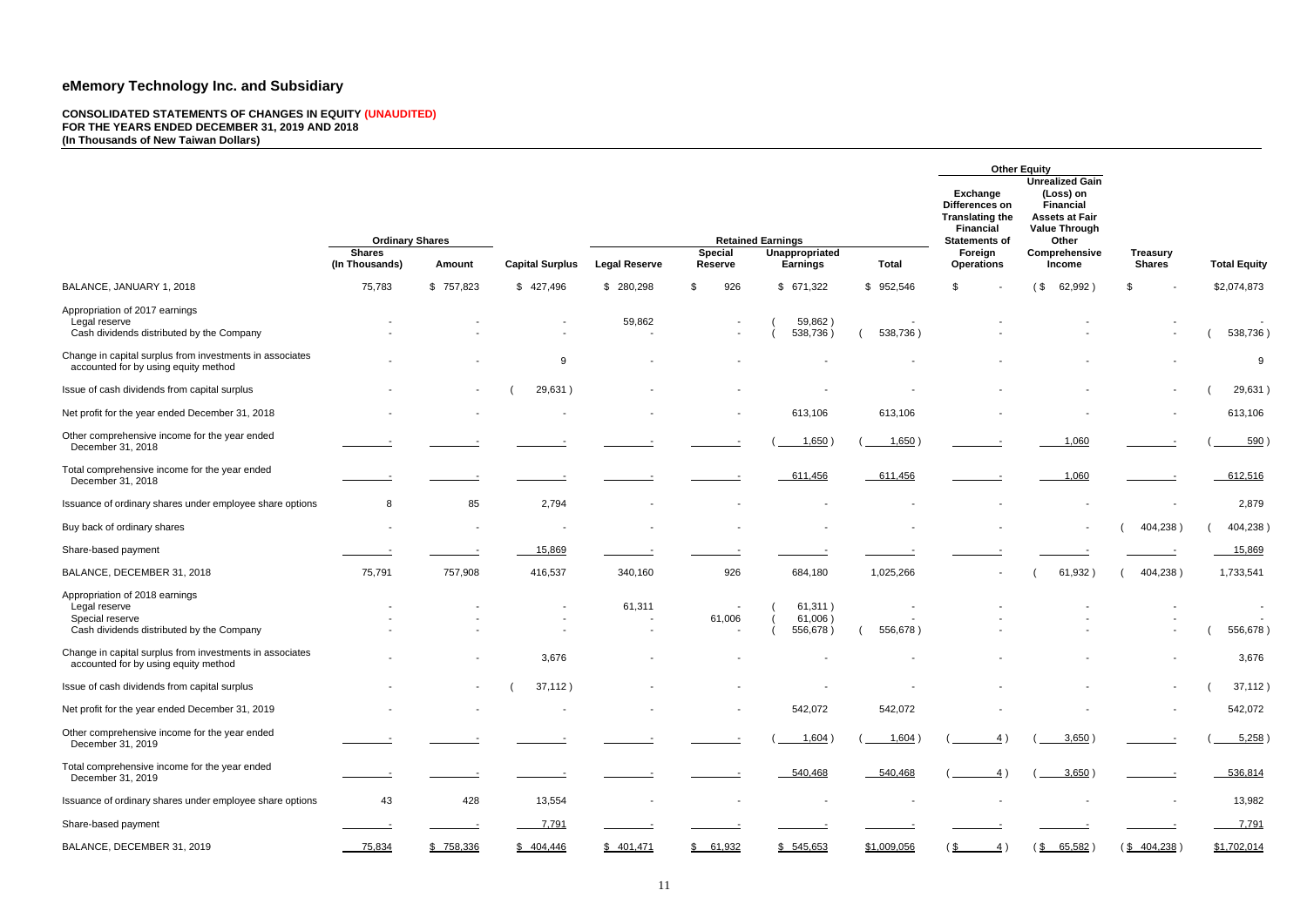# eMemory Technology Inc. and Subsidiary

**CONSOLIDATED STATEMENTS OF CHANGES IN EQUITY (UNAUDITED)**
**FOR THE YEARS ENDED DECEMBER 31, 2019 AND 2018**
**(In Thousands of New Taiwan Dollars)**

| | Ordinary Shares | | | Retained Earnings | | | | Other Equity | | | |
|---|---|---|---|---|---|---|---|---|---|---|---|
| | Shares (In Thousands) | Amount | Capital Surplus | Legal Reserve | Special Reserve | Unappropriated Earnings | Total | Exchange Differences on Translating the Financial Statements of Foreign Operations | Unrealized Gain (Loss) on Financial Assets at Fair Value Through Other Comprehensive Income | Treasury Shares | Total Equity |
| BALANCE, JANUARY 1, 2018 | 75,783 | $ 757,823 | $ 427,496 | $ 280,298 | $ 926 | $ 671,322 | $ 952,546 | $ - | ($ 62,992) | $ - | $2,074,873 |
| Appropriation of 2017 earnings | | | | | | | | | | | |
| Legal reserve | - | - | - | 59,862 | - | (59,862) | - | - | - | - | - |
| Cash dividends distributed by the Company | - | - | - | - | - | (538,736) | (538,736) | - | - | - | (538,736) |
| Change in capital surplus from investments in associates accounted for by using equity method | - | - | 9 | - | - | - | - | - | - | - | 9 |
| Issue of cash dividends from capital surplus | - | - | (29,631) | - | - | - | - | - | - | - | (29,631) |
| Net profit for the year ended December 31, 2018 | - | - | - | - | - | 613,106 | 613,106 | - | - | - | 613,106 |
| Other comprehensive income for the year ended December 31, 2018 | - | - | - | - | - | (1,650) | (1,650) | - | 1,060 | - | (590) |
| Total comprehensive income for the year ended December 31, 2018 | - | - | - | - | - | 611,456 | 611,456 | - | 1,060 | - | 612,516 |
| Issuance of ordinary shares under employee share options | 8 | 85 | 2,794 | - | - | - | - | - | - | - | 2,879 |
| Buy back of ordinary shares | - | - | - | - | - | - | - | - | - | (404,238) | (404,238) |
| Share-based payment | - | - | 15,869 | - | - | - | - | - | - | - | 15,869 |
| BALANCE, DECEMBER 31, 2018 | 75,791 | 757,908 | 416,537 | 340,160 | 926 | 684,180 | 1,025,266 | - | (61,932) | (404,238) | 1,733,541 |
| Appropriation of 2018 earnings | | | | | | | | | | | |
| Legal reserve | - | - | - | 61,311 | - | (61,311) | - | - | - | - | - |
| Special reserve | - | - | - | - | 61,006 | (61,006) | - | - | - | - | - |
| Cash dividends distributed by the Company | - | - | - | - | - | (556,678) | (556,678) | - | - | - | (556,678) |
| Change in capital surplus from investments in associates accounted for by using equity method | - | - | 3,676 | - | - | - | - | - | - | - | 3,676 |
| Issue of cash dividends from capital surplus | - | - | (37,112) | - | - | - | - | - | - | - | (37,112) |
| Net profit for the year ended December 31, 2019 | - | - | - | - | - | 542,072 | 542,072 | - | - | - | 542,072 |
| Other comprehensive income for the year ended December 31, 2019 | - | - | - | - | - | (1,604) | (1,604) | (4) | (3,650) | - | (5,258) |
| Total comprehensive income for the year ended December 31, 2019 | - | - | - | - | - | 540,468 | 540,468 | (4) | (3,650) | - | 536,814 |
| Issuance of ordinary shares under employee share options | 43 | 428 | 13,554 | - | - | - | - | - | - | - | 13,982 |
| Share-based payment | - | - | 7,791 | - | - | - | - | - | - | - | 7,791 |
| BALANCE, DECEMBER 31, 2019 | 75,834 | $ 758,336 | $ 404,446 | $ 401,471 | $ 61,932 | $ 545,653 | $1,009,056 | ($ 4) | ($ 65,582) | ($ 404,238) | $1,702,014 |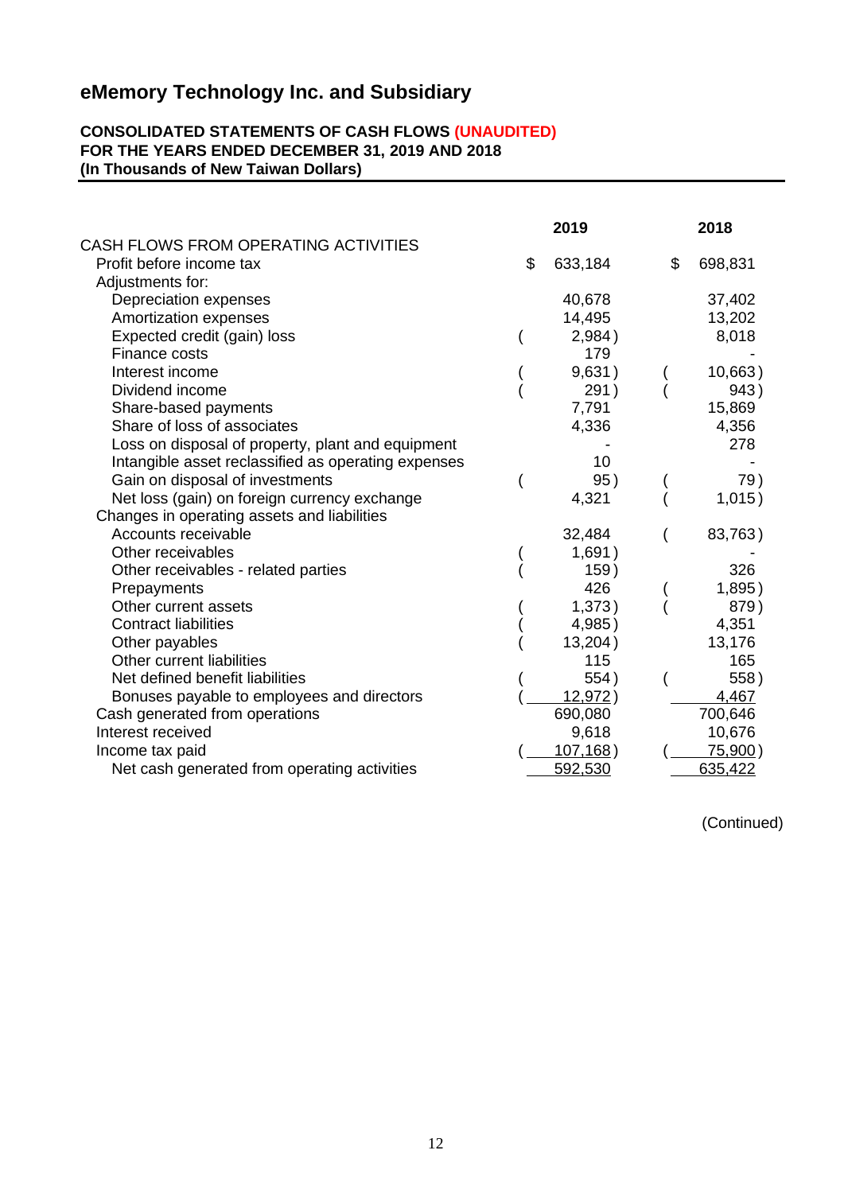# eMemory Technology Inc. and Subsidiary

**CONSOLIDATED STATEMENTS OF CASH FLOWS (UNAUDITED)**
**FOR THE YEARS ENDED DECEMBER 31, 2019 AND 2018**
**(In Thousands of New Taiwan Dollars)**

| | 2019 | 2018 |
|---|---|---|
| CASH FLOWS FROM OPERATING ACTIVITIES | | |
| Profit before income tax | $ 633,184 | $ 698,831 |
| Adjustments for: | | |
| Depreciation expenses | 40,678 | 37,402 |
| Amortization expenses | 14,495 | 13,202 |
| Expected credit (gain) loss | ( 2,984 ) | 8,018 |
| Finance costs | 179 | - |
| Interest income | ( 9,631 ) | ( 10,663 ) |
| Dividend income | ( 291 ) | ( 943 ) |
| Share-based payments | 7,791 | 15,869 |
| Share of loss of associates | 4,336 | 4,356 |
| Loss on disposal of property, plant and equipment | - | 278 |
| Intangible asset reclassified as operating expenses | 10 | - |
| Gain on disposal of investments | ( 95 ) | ( 79 ) |
| Net loss (gain) on foreign currency exchange | 4,321 | ( 1,015 ) |
| Changes in operating assets and liabilities | | |
| Accounts receivable | 32,484 | ( 83,763 ) |
| Other receivables | ( 1,691 ) | - |
| Other receivables - related parties | ( 159 ) | 326 |
| Prepayments | 426 | ( 1,895 ) |
| Other current assets | ( 1,373 ) | ( 879 ) |
| Contract liabilities | ( 4,985 ) | 4,351 |
| Other payables | ( 13,204 ) | 13,176 |
| Other current liabilities | 115 | 165 |
| Net defined benefit liabilities | ( 554 ) | ( 558 ) |
| Bonuses payable to employees and directors | ( 12,972 ) | 4,467 |
| Cash generated from operations | 690,080 | 700,646 |
| Interest received | 9,618 | 10,676 |
| Income tax paid | ( 107,168 ) | ( 75,900 ) |
| Net cash generated from operating activities | 592,530 | 635,422 |

(Continued)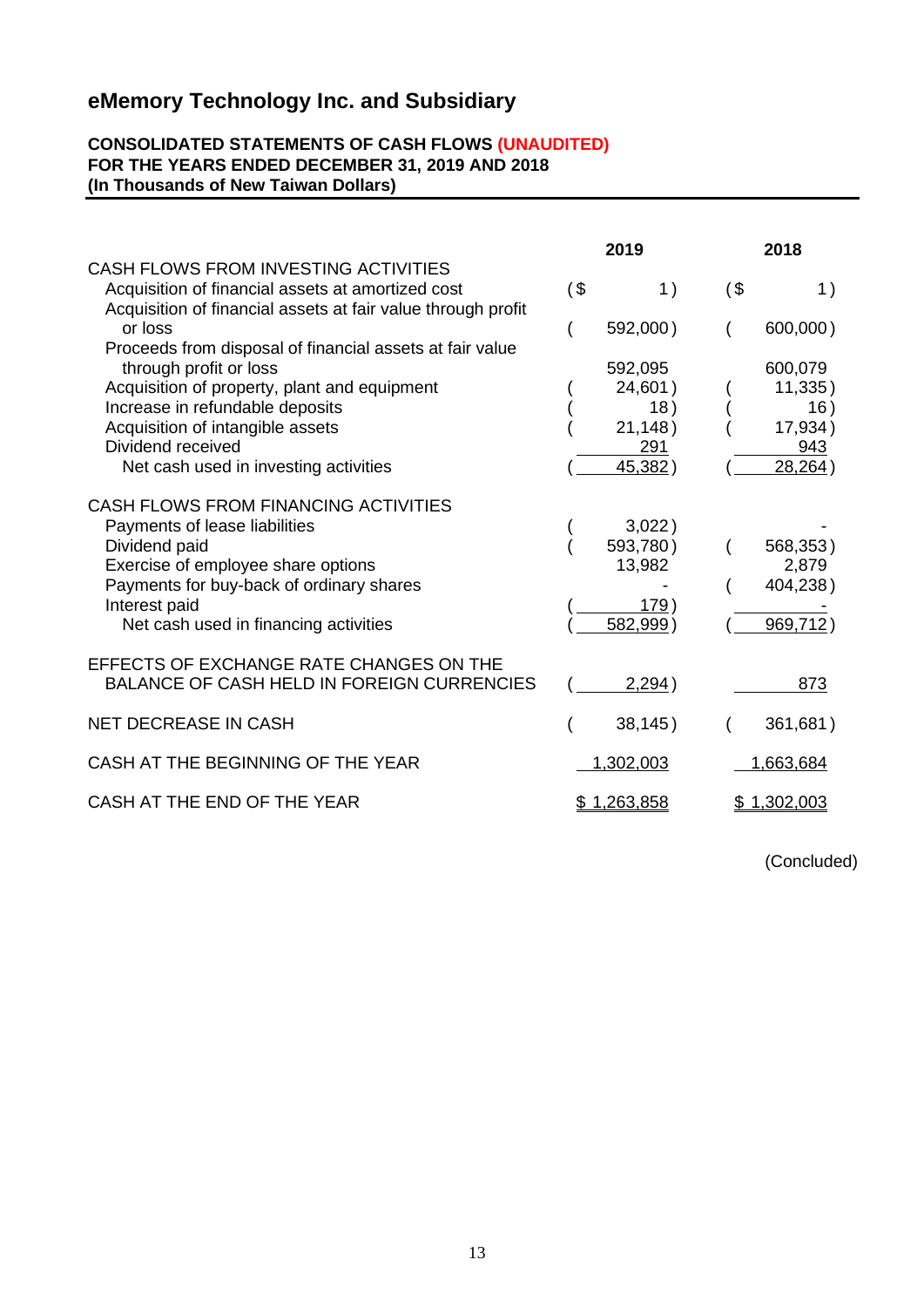# eMemory Technology Inc. and Subsidiary

**CONSOLIDATED STATEMENTS OF CASH FLOWS (UNAUDITED)**
**FOR THE YEARS ENDED DECEMBER 31, 2019 AND 2018**
**(In Thousands of New Taiwan Dollars)**

| | 2019 | 2018 |
|---|---|---|
| CASH FLOWS FROM INVESTING ACTIVITIES | | |
| Acquisition of financial assets at amortized cost | ($ 1) | ($ 1) |
| Acquisition of financial assets at fair value through profit or loss | ( 592,000) | ( 600,000) |
| Proceeds from disposal of financial assets at fair value through profit or loss | 592,095 | 600,079 |
| Acquisition of property, plant and equipment | ( 24,601) | ( 11,335) |
| Increase in refundable deposits | ( 18) | ( 16) |
| Acquisition of intangible assets | ( 21,148) | ( 17,934) |
| Dividend received | 291 | 943 |
| Net cash used in investing activities | ( 45,382) | ( 28,264) |
| CASH FLOWS FROM FINANCING ACTIVITIES | | |
| Payments of lease liabilities | ( 3,022) | - |
| Dividend paid | ( 593,780) | ( 568,353) |
| Exercise of employee share options | 13,982 | 2,879 |
| Payments for buy-back of ordinary shares | - | ( 404,238) |
| Interest paid | ( 179) | - |
| Net cash used in financing activities | ( 582,999) | ( 969,712) |
| EFFECTS OF EXCHANGE RATE CHANGES ON THE BALANCE OF CASH HELD IN FOREIGN CURRENCIES | ( 2,294) | 873 |
| NET DECREASE IN CASH | ( 38,145) | ( 361,681) |
| CASH AT THE BEGINNING OF THE YEAR | 1,302,003 | 1,663,684 |
| CASH AT THE END OF THE YEAR | $ 1,263,858 | $ 1,302,003 |

(Concluded)